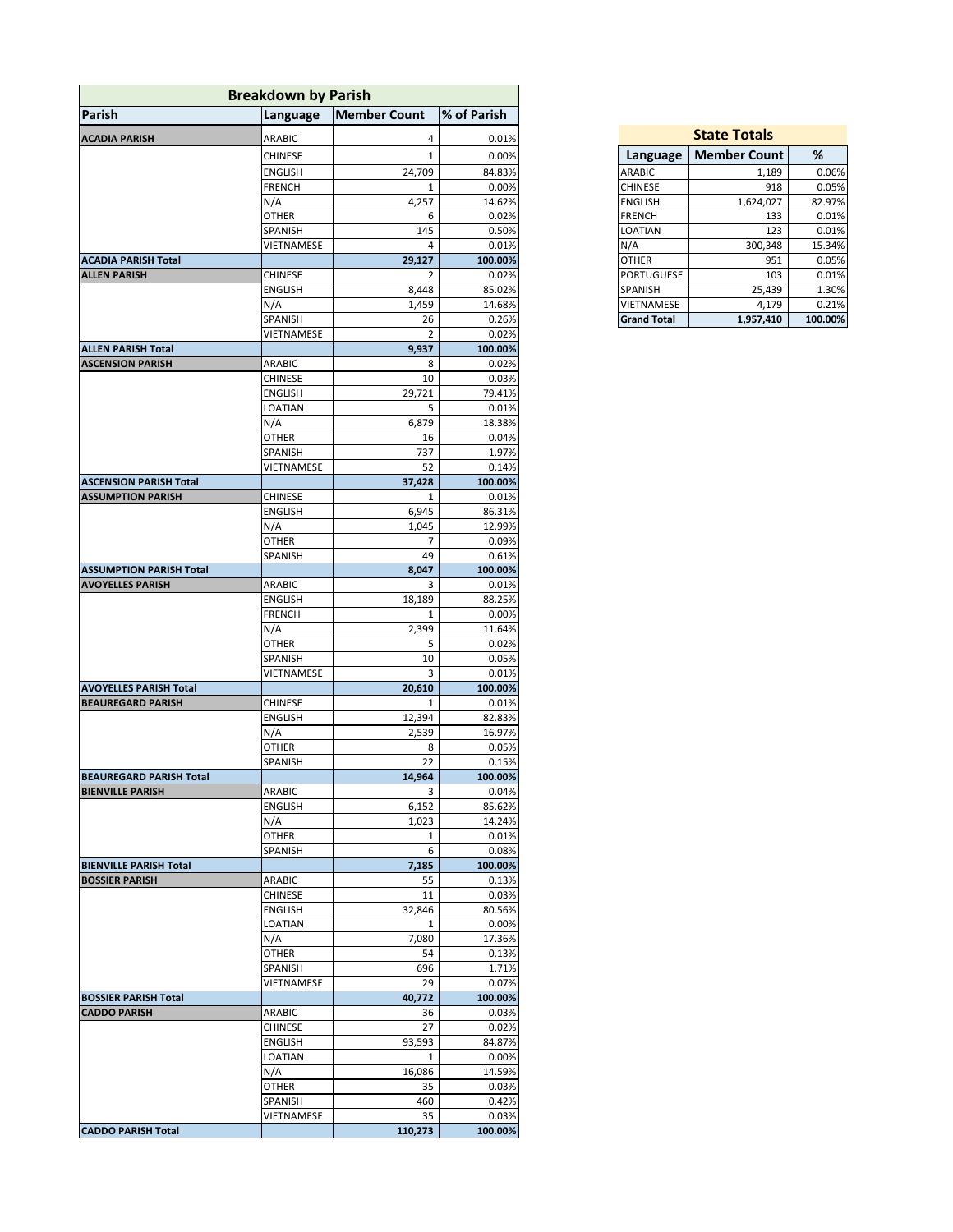**Breakdown by Parish**

| Parish | Language | Member Count | % of Parish |
|---|---|---|---|
| **ACADIA PARISH** | ARABIC | 4 | 0.01% |
| | CHINESE | 1 | 0.00% |
| | ENGLISH | 24,709 | 84.83% |
| | FRENCH | 1 | 0.00% |
| | N/A | 4,257 | 14.62% |
| | OTHER | 6 | 0.02% |
| | SPANISH | 145 | 0.50% |
| | VIETNAMESE | 4 | 0.01% |
| **ACADIA PARISH Total** | | **29,127** | **100.00%** |
| **ALLEN PARISH** | CHINESE | 2 | 0.02% |
| | ENGLISH | 8,448 | 85.02% |
| | N/A | 1,459 | 14.68% |
| | SPANISH | 26 | 0.26% |
| | VIETNAMESE | 2 | 0.02% |
| **ALLEN PARISH Total** | | **9,937** | **100.00%** |
| **ASCENSION PARISH** | ARABIC | 8 | 0.02% |
| | CHINESE | 10 | 0.03% |
| | ENGLISH | 29,721 | 79.41% |
| | LOATIAN | 5 | 0.01% |
| | N/A | 6,879 | 18.38% |
| | OTHER | 16 | 0.04% |
| | SPANISH | 737 | 1.97% |
| | VIETNAMESE | 52 | 0.14% |
| **ASCENSION PARISH Total** | | **37,428** | **100.00%** |
| **ASSUMPTION PARISH** | CHINESE | 1 | 0.01% |
| | ENGLISH | 6,945 | 86.31% |
| | N/A | 1,045 | 12.99% |
| | OTHER | 7 | 0.09% |
| | SPANISH | 49 | 0.61% |
| **ASSUMPTION PARISH Total** | | **8,047** | **100.00%** |
| **AVOYELLES PARISH** | ARABIC | 3 | 0.01% |
| | ENGLISH | 18,189 | 88.25% |
| | FRENCH | 1 | 0.00% |
| | N/A | 2,399 | 11.64% |
| | OTHER | 5 | 0.02% |
| | SPANISH | 10 | 0.05% |
| | VIETNAMESE | 3 | 0.01% |
| **AVOYELLES PARISH Total** | | **20,610** | **100.00%** |
| **BEAUREGARD PARISH** | CHINESE | 1 | 0.01% |
| | ENGLISH | 12,394 | 82.83% |
| | N/A | 2,539 | 16.97% |
| | OTHER | 8 | 0.05% |
| | SPANISH | 22 | 0.15% |
| **BEAUREGARD PARISH Total** | | **14,964** | **100.00%** |
| **BIENVILLE PARISH** | ARABIC | 3 | 0.04% |
| | ENGLISH | 6,152 | 85.62% |
| | N/A | 1,023 | 14.24% |
| | OTHER | 1 | 0.01% |
| | SPANISH | 6 | 0.08% |
| **BIENVILLE PARISH Total** | | **7,185** | **100.00%** |
| **BOSSIER PARISH** | ARABIC | 55 | 0.13% |
| | CHINESE | 11 | 0.03% |
| | ENGLISH | 32,846 | 80.56% |
| | LOATIAN | 1 | 0.00% |
| | N/A | 7,080 | 17.36% |
| | OTHER | 54 | 0.13% |
| | SPANISH | 696 | 1.71% |
| | VIETNAMESE | 29 | 0.07% |
| **BOSSIER PARISH Total** | | **40,772** | **100.00%** |
| **CADDO PARISH** | ARABIC | 36 | 0.03% |
| | CHINESE | 27 | 0.02% |
| | ENGLISH | 93,593 | 84.87% |
| | LOATIAN | 1 | 0.00% |
| | N/A | 16,086 | 14.59% |
| | OTHER | 35 | 0.03% |
| | SPANISH | 460 | 0.42% |
| | VIETNAMESE | 35 | 0.03% |
| **CADDO PARISH Total** | | **110,273** | **100.00%** |

**State Totals**

| Language | Member Count | % |
|---|---|---|
| ARABIC | 1,189 | 0.06% |
| CHINESE | 918 | 0.05% |
| ENGLISH | 1,624,027 | 82.97% |
| FRENCH | 133 | 0.01% |
| LOATIAN | 123 | 0.01% |
| N/A | 300,348 | 15.34% |
| OTHER | 951 | 0.05% |
| PORTUGUESE | 103 | 0.01% |
| SPANISH | 25,439 | 1.30% |
| VIETNAMESE | 4,179 | 0.21% |
| **Grand Total** | **1,957,410** | **100.00%** |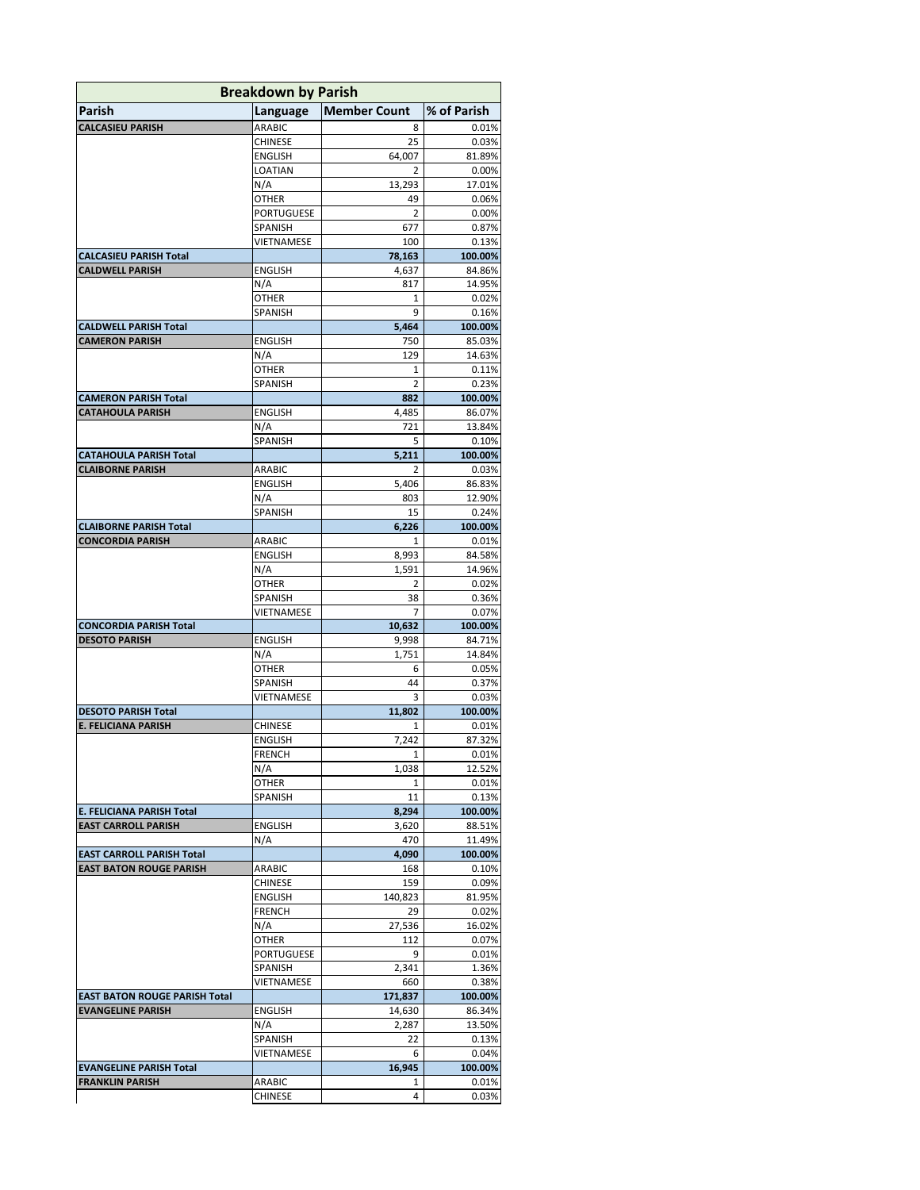| Breakdown by Parish | | | |
|---|---|---|---|
| **Parish** | **Language** | **Member Count** | **% of Parish** |
| **CALCASIEU PARISH** | ARABIC | 8 | 0.01% |
| | CHINESE | 25 | 0.03% |
| | ENGLISH | 64,007 | 81.89% |
| | LOATIAN | 2 | 0.00% |
| | N/A | 13,293 | 17.01% |
| | OTHER | 49 | 0.06% |
| | PORTUGUESE | 2 | 0.00% |
| | SPANISH | 677 | 0.87% |
| | VIETNAMESE | 100 | 0.13% |
| **CALCASIEU PARISH Total** | | **78,163** | **100.00%** |
| **CALDWELL PARISH** | ENGLISH | 4,637 | 84.86% |
| | N/A | 817 | 14.95% |
| | OTHER | 1 | 0.02% |
| | SPANISH | 9 | 0.16% |
| **CALDWELL PARISH Total** | | **5,464** | **100.00%** |
| **CAMERON PARISH** | ENGLISH | 750 | 85.03% |
| | N/A | 129 | 14.63% |
| | OTHER | 1 | 0.11% |
| | SPANISH | 2 | 0.23% |
| **CAMERON PARISH Total** | | **882** | **100.00%** |
| **CATAHOULA PARISH** | ENGLISH | 4,485 | 86.07% |
| | N/A | 721 | 13.84% |
| | SPANISH | 5 | 0.10% |
| **CATAHOULA PARISH Total** | | **5,211** | **100.00%** |
| **CLAIBORNE PARISH** | ARABIC | 2 | 0.03% |
| | ENGLISH | 5,406 | 86.83% |
| | N/A | 803 | 12.90% |
| | SPANISH | 15 | 0.24% |
| **CLAIBORNE PARISH Total** | | **6,226** | **100.00%** |
| **CONCORDIA PARISH** | ARABIC | 1 | 0.01% |
| | ENGLISH | 8,993 | 84.58% |
| | N/A | 1,591 | 14.96% |
| | OTHER | 2 | 0.02% |
| | SPANISH | 38 | 0.36% |
| | VIETNAMESE | 7 | 0.07% |
| **CONCORDIA PARISH Total** | | **10,632** | **100.00%** |
| **DESOTO PARISH** | ENGLISH | 9,998 | 84.71% |
| | N/A | 1,751 | 14.84% |
| | OTHER | 6 | 0.05% |
| | SPANISH | 44 | 0.37% |
| | VIETNAMESE | 3 | 0.03% |
| **DESOTO PARISH Total** | | **11,802** | **100.00%** |
| **E. FELICIANA PARISH** | CHINESE | 1 | 0.01% |
| | ENGLISH | 7,242 | 87.32% |
| | FRENCH | 1 | 0.01% |
| | N/A | 1,038 | 12.52% |
| | OTHER | 1 | 0.01% |
| | SPANISH | 11 | 0.13% |
| **E. FELICIANA PARISH Total** | | **8,294** | **100.00%** |
| **EAST CARROLL PARISH** | ENGLISH | 3,620 | 88.51% |
| | N/A | 470 | 11.49% |
| **EAST CARROLL PARISH Total** | | **4,090** | **100.00%** |
| **EAST BATON ROUGE PARISH** | ARABIC | 168 | 0.10% |
| | CHINESE | 159 | 0.09% |
| | ENGLISH | 140,823 | 81.95% |
| | FRENCH | 29 | 0.02% |
| | N/A | 27,536 | 16.02% |
| | OTHER | 112 | 0.07% |
| | PORTUGUESE | 9 | 0.01% |
| | SPANISH | 2,341 | 1.36% |
| | VIETNAMESE | 660 | 0.38% |
| **EAST BATON ROUGE PARISH Total** | | **171,837** | **100.00%** |
| **EVANGELINE PARISH** | ENGLISH | 14,630 | 86.34% |
| | N/A | 2,287 | 13.50% |
| | SPANISH | 22 | 0.13% |
| | VIETNAMESE | 6 | 0.04% |
| **EVANGELINE PARISH Total** | | **16,945** | **100.00%** |
| **FRANKLIN PARISH** | ARABIC | 1 | 0.01% |
| | CHINESE | 4 | 0.03% |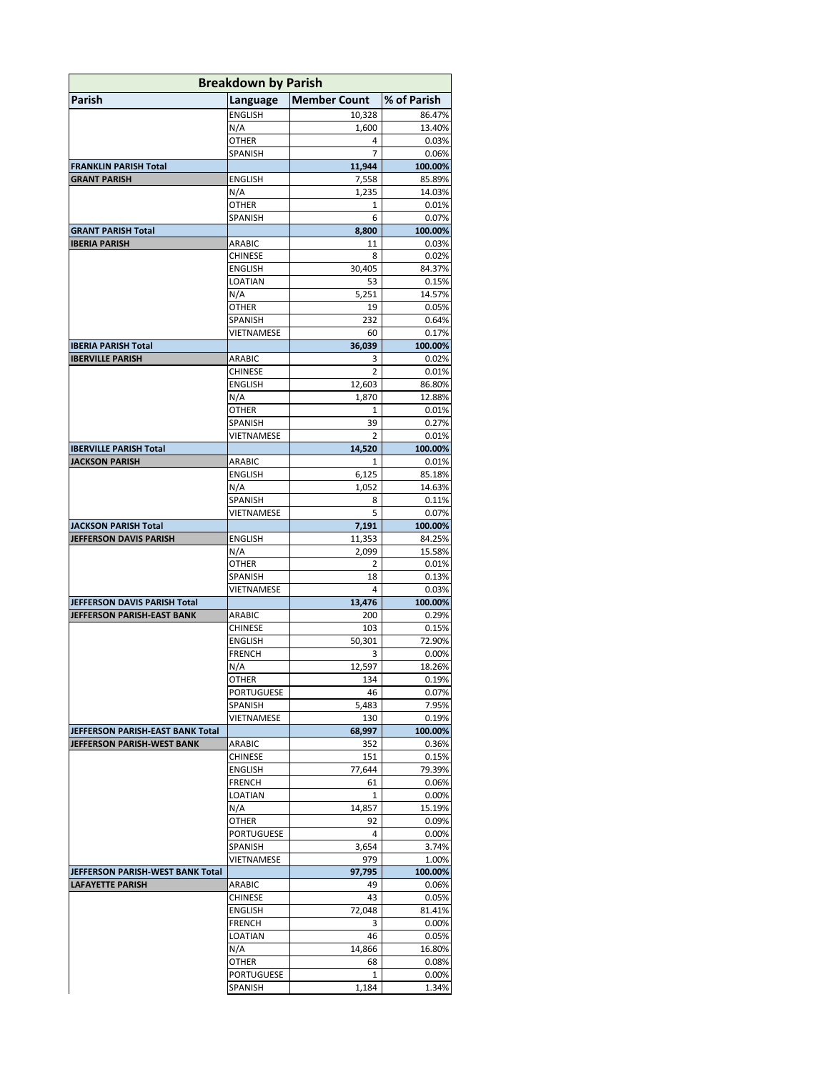| Breakdown by Parish | | | |
|---|---|---|---|
| **Parish** | **Language** | **Member Count** | **% of Parish** |
| | ENGLISH | 10,328 | 86.47% |
| | N/A | 1,600 | 13.40% |
| | OTHER | 4 | 0.03% |
| | SPANISH | 7 | 0.06% |
| **FRANKLIN PARISH Total** | | **11,944** | **100.00%** |
| **GRANT PARISH** | ENGLISH | 7,558 | 85.89% |
| | N/A | 1,235 | 14.03% |
| | OTHER | 1 | 0.01% |
| | SPANISH | 6 | 0.07% |
| **GRANT PARISH Total** | | **8,800** | **100.00%** |
| **IBERIA PARISH** | ARABIC | 11 | 0.03% |
| | CHINESE | 8 | 0.02% |
| | ENGLISH | 30,405 | 84.37% |
| | LOATIAN | 53 | 0.15% |
| | N/A | 5,251 | 14.57% |
| | OTHER | 19 | 0.05% |
| | SPANISH | 232 | 0.64% |
| | VIETNAMESE | 60 | 0.17% |
| **IBERIA PARISH Total** | | **36,039** | **100.00%** |
| **IBERVILLE PARISH** | ARABIC | 3 | 0.02% |
| | CHINESE | 2 | 0.01% |
| | ENGLISH | 12,603 | 86.80% |
| | N/A | 1,870 | 12.88% |
| | OTHER | 1 | 0.01% |
| | SPANISH | 39 | 0.27% |
| | VIETNAMESE | 2 | 0.01% |
| **IBERVILLE PARISH Total** | | **14,520** | **100.00%** |
| **JACKSON PARISH** | ARABIC | 1 | 0.01% |
| | ENGLISH | 6,125 | 85.18% |
| | N/A | 1,052 | 14.63% |
| | SPANISH | 8 | 0.11% |
| | VIETNAMESE | 5 | 0.07% |
| **JACKSON PARISH Total** | | **7,191** | **100.00%** |
| **JEFFERSON DAVIS PARISH** | ENGLISH | 11,353 | 84.25% |
| | N/A | 2,099 | 15.58% |
| | OTHER | 2 | 0.01% |
| | SPANISH | 18 | 0.13% |
| | VIETNAMESE | 4 | 0.03% |
| **JEFFERSON DAVIS PARISH Total** | | **13,476** | **100.00%** |
| **JEFFERSON PARISH-EAST BANK** | ARABIC | 200 | 0.29% |
| | CHINESE | 103 | 0.15% |
| | ENGLISH | 50,301 | 72.90% |
| | FRENCH | 3 | 0.00% |
| | N/A | 12,597 | 18.26% |
| | OTHER | 134 | 0.19% |
| | PORTUGUESE | 46 | 0.07% |
| | SPANISH | 5,483 | 7.95% |
| | VIETNAMESE | 130 | 0.19% |
| **JEFFERSON PARISH-EAST BANK Total** | | **68,997** | **100.00%** |
| **JEFFERSON PARISH-WEST BANK** | ARABIC | 352 | 0.36% |
| | CHINESE | 151 | 0.15% |
| | ENGLISH | 77,644 | 79.39% |
| | FRENCH | 61 | 0.06% |
| | LOATIAN | 1 | 0.00% |
| | N/A | 14,857 | 15.19% |
| | OTHER | 92 | 0.09% |
| | PORTUGUESE | 4 | 0.00% |
| | SPANISH | 3,654 | 3.74% |
| | VIETNAMESE | 979 | 1.00% |
| **JEFFERSON PARISH-WEST BANK Total** | | **97,795** | **100.00%** |
| **LAFAYETTE PARISH** | ARABIC | 49 | 0.06% |
| | CHINESE | 43 | 0.05% |
| | ENGLISH | 72,048 | 81.41% |
| | FRENCH | 3 | 0.00% |
| | LOATIAN | 46 | 0.05% |
| | N/A | 14,866 | 16.80% |
| | OTHER | 68 | 0.08% |
| | PORTUGUESE | 1 | 0.00% |
| | SPANISH | 1,184 | 1.34% |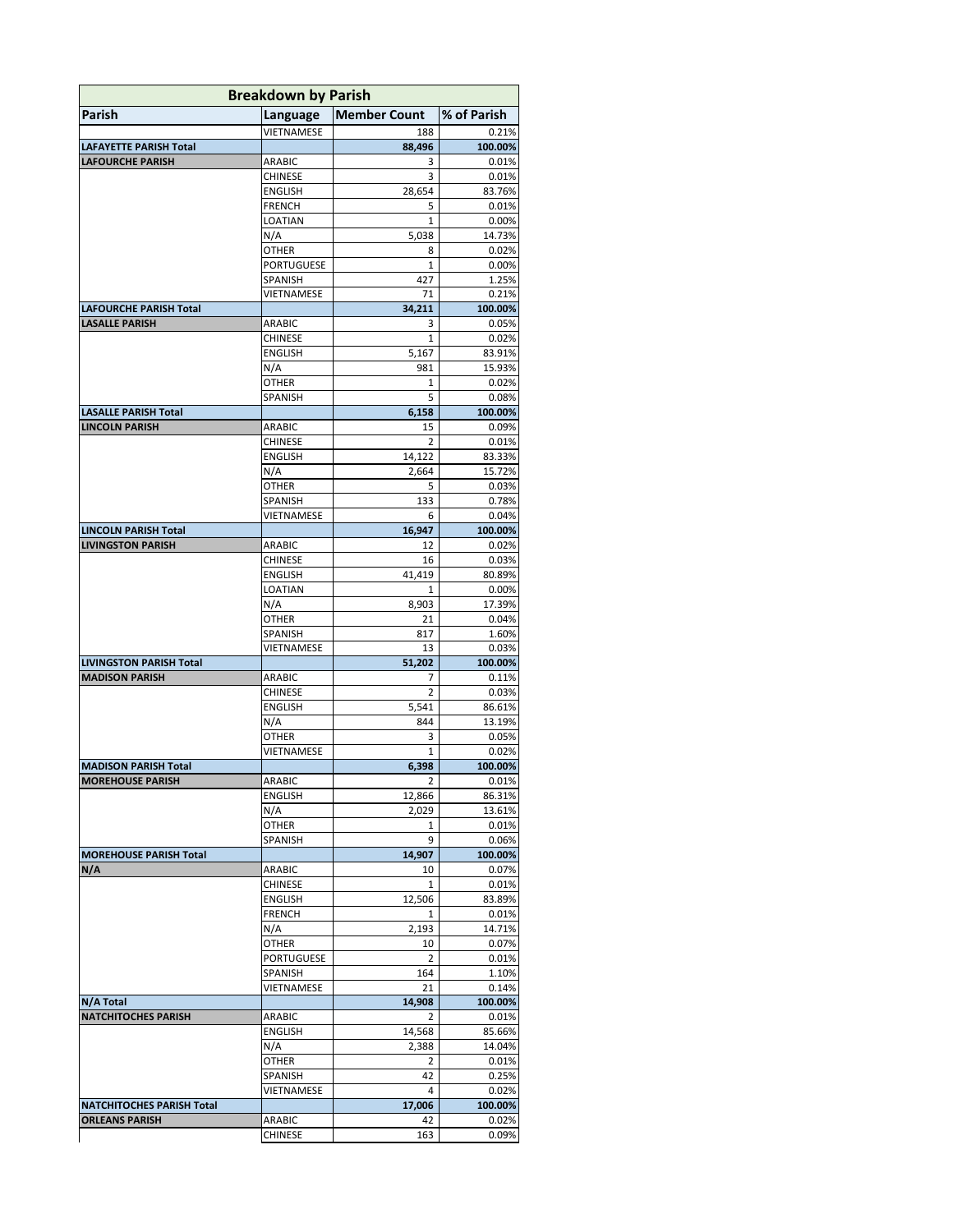| Breakdown by Parish | | | |
|---|---|---|---|
| **Parish** | **Language** | **Member Count** | **% of Parish** |
| | VIETNAMESE | 188 | 0.21% |
| **LAFAYETTE PARISH Total** | | **88,496** | **100.00%** |
| **LAFOURCHE PARISH** | ARABIC | 3 | 0.01% |
| | CHINESE | 3 | 0.01% |
| | ENGLISH | 28,654 | 83.76% |
| | FRENCH | 5 | 0.01% |
| | LOATIAN | 1 | 0.00% |
| | N/A | 5,038 | 14.73% |
| | OTHER | 8 | 0.02% |
| | PORTUGUESE | 1 | 0.00% |
| | SPANISH | 427 | 1.25% |
| | VIETNAMESE | 71 | 0.21% |
| **LAFOURCHE PARISH Total** | | **34,211** | **100.00%** |
| **LASALLE PARISH** | ARABIC | 3 | 0.05% |
| | CHINESE | 1 | 0.02% |
| | ENGLISH | 5,167 | 83.91% |
| | N/A | 981 | 15.93% |
| | OTHER | 1 | 0.02% |
| | SPANISH | 5 | 0.08% |
| **LASALLE PARISH Total** | | **6,158** | **100.00%** |
| **LINCOLN PARISH** | ARABIC | 15 | 0.09% |
| | CHINESE | 2 | 0.01% |
| | ENGLISH | 14,122 | 83.33% |
| | N/A | 2,664 | 15.72% |
| | OTHER | 5 | 0.03% |
| | SPANISH | 133 | 0.78% |
| | VIETNAMESE | 6 | 0.04% |
| **LINCOLN PARISH Total** | | **16,947** | **100.00%** |
| **LIVINGSTON PARISH** | ARABIC | 12 | 0.02% |
| | CHINESE | 16 | 0.03% |
| | ENGLISH | 41,419 | 80.89% |
| | LOATIAN | 1 | 0.00% |
| | N/A | 8,903 | 17.39% |
| | OTHER | 21 | 0.04% |
| | SPANISH | 817 | 1.60% |
| | VIETNAMESE | 13 | 0.03% |
| **LIVINGSTON PARISH Total** | | **51,202** | **100.00%** |
| **MADISON PARISH** | ARABIC | 7 | 0.11% |
| | CHINESE | 2 | 0.03% |
| | ENGLISH | 5,541 | 86.61% |
| | N/A | 844 | 13.19% |
| | OTHER | 3 | 0.05% |
| | VIETNAMESE | 1 | 0.02% |
| **MADISON PARISH Total** | | **6,398** | **100.00%** |
| **MOREHOUSE PARISH** | ARABIC | 2 | 0.01% |
| | ENGLISH | 12,866 | 86.31% |
| | N/A | 2,029 | 13.61% |
| | OTHER | 1 | 0.01% |
| | SPANISH | 9 | 0.06% |
| **MOREHOUSE PARISH Total** | | **14,907** | **100.00%** |
| **N/A** | ARABIC | 10 | 0.07% |
| | CHINESE | 1 | 0.01% |
| | ENGLISH | 12,506 | 83.89% |
| | FRENCH | 1 | 0.01% |
| | N/A | 2,193 | 14.71% |
| | OTHER | 10 | 0.07% |
| | PORTUGUESE | 2 | 0.01% |
| | SPANISH | 164 | 1.10% |
| | VIETNAMESE | 21 | 0.14% |
| **N/A Total** | | **14,908** | **100.00%** |
| **NATCHITOCHES PARISH** | ARABIC | 2 | 0.01% |
| | ENGLISH | 14,568 | 85.66% |
| | N/A | 2,388 | 14.04% |
| | OTHER | 2 | 0.01% |
| | SPANISH | 42 | 0.25% |
| | VIETNAMESE | 4 | 0.02% |
| **NATCHITOCHES PARISH Total** | | **17,006** | **100.00%** |
| **ORLEANS PARISH** | ARABIC | 42 | 0.02% |
| | CHINESE | 163 | 0.09% |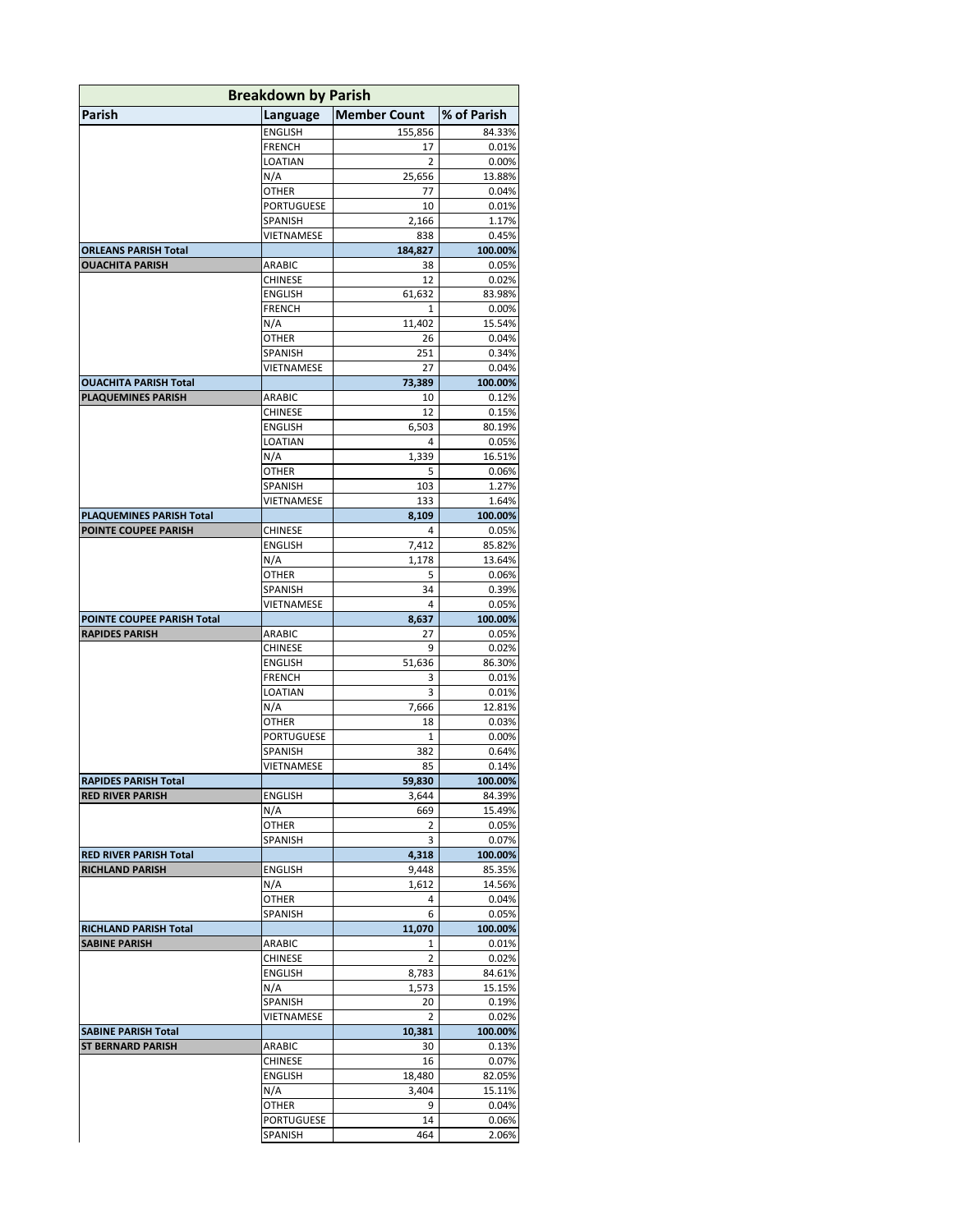| Breakdown by Parish | | | |
|---|---|---|---|
| **Parish** | **Language** | **Member Count** | **% of Parish** |
| | ENGLISH | 155,856 | 84.33% |
| | FRENCH | 17 | 0.01% |
| | LOATIAN | 2 | 0.00% |
| | N/A | 25,656 | 13.88% |
| | OTHER | 77 | 0.04% |
| | PORTUGUESE | 10 | 0.01% |
| | SPANISH | 2,166 | 1.17% |
| | VIETNAMESE | 838 | 0.45% |
| **ORLEANS PARISH Total** | | **184,827** | **100.00%** |
| **OUACHITA PARISH** | ARABIC | 38 | 0.05% |
| | CHINESE | 12 | 0.02% |
| | ENGLISH | 61,632 | 83.98% |
| | FRENCH | 1 | 0.00% |
| | N/A | 11,402 | 15.54% |
| | OTHER | 26 | 0.04% |
| | SPANISH | 251 | 0.34% |
| | VIETNAMESE | 27 | 0.04% |
| **OUACHITA PARISH Total** | | **73,389** | **100.00%** |
| **PLAQUEMINES PARISH** | ARABIC | 10 | 0.12% |
| | CHINESE | 12 | 0.15% |
| | ENGLISH | 6,503 | 80.19% |
| | LOATIAN | 4 | 0.05% |
| | N/A | 1,339 | 16.51% |
| | OTHER | 5 | 0.06% |
| | SPANISH | 103 | 1.27% |
| | VIETNAMESE | 133 | 1.64% |
| **PLAQUEMINES PARISH Total** | | **8,109** | **100.00%** |
| **POINTE COUPEE PARISH** | CHINESE | 4 | 0.05% |
| | ENGLISH | 7,412 | 85.82% |
| | N/A | 1,178 | 13.64% |
| | OTHER | 5 | 0.06% |
| | SPANISH | 34 | 0.39% |
| | VIETNAMESE | 4 | 0.05% |
| **POINTE COUPEE PARISH Total** | | **8,637** | **100.00%** |
| **RAPIDES PARISH** | ARABIC | 27 | 0.05% |
| | CHINESE | 9 | 0.02% |
| | ENGLISH | 51,636 | 86.30% |
| | FRENCH | 3 | 0.01% |
| | LOATIAN | 3 | 0.01% |
| | N/A | 7,666 | 12.81% |
| | OTHER | 18 | 0.03% |
| | PORTUGUESE | 1 | 0.00% |
| | SPANISH | 382 | 0.64% |
| | VIETNAMESE | 85 | 0.14% |
| **RAPIDES PARISH Total** | | **59,830** | **100.00%** |
| **RED RIVER PARISH** | ENGLISH | 3,644 | 84.39% |
| | N/A | 669 | 15.49% |
| | OTHER | 2 | 0.05% |
| | SPANISH | 3 | 0.07% |
| **RED RIVER PARISH Total** | | **4,318** | **100.00%** |
| **RICHLAND PARISH** | ENGLISH | 9,448 | 85.35% |
| | N/A | 1,612 | 14.56% |
| | OTHER | 4 | 0.04% |
| | SPANISH | 6 | 0.05% |
| **RICHLAND PARISH Total** | | **11,070** | **100.00%** |
| **SABINE PARISH** | ARABIC | 1 | 0.01% |
| | CHINESE | 2 | 0.02% |
| | ENGLISH | 8,783 | 84.61% |
| | N/A | 1,573 | 15.15% |
| | SPANISH | 20 | 0.19% |
| | VIETNAMESE | 2 | 0.02% |
| **SABINE PARISH Total** | | **10,381** | **100.00%** |
| **ST BERNARD PARISH** | ARABIC | 30 | 0.13% |
| | CHINESE | 16 | 0.07% |
| | ENGLISH | 18,480 | 82.05% |
| | N/A | 3,404 | 15.11% |
| | OTHER | 9 | 0.04% |
| | PORTUGUESE | 14 | 0.06% |
| | SPANISH | 464 | 2.06% |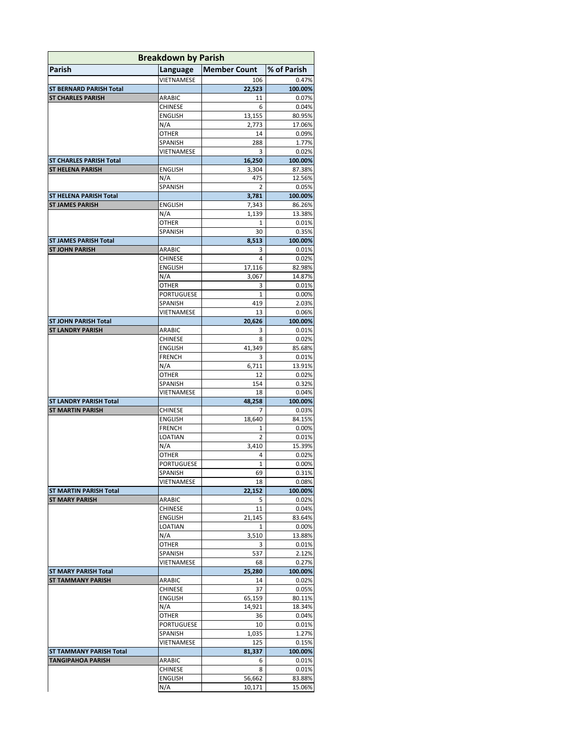| Breakdown by Parish | | | |
|---|---|---|---|
| **Parish** | **Language** | **Member Count** | **% of Parish** |
| | VIETNAMESE | 106 | 0.47% |
| **ST BERNARD PARISH Total** | | **22,523** | **100.00%** |
| **ST CHARLES PARISH** | ARABIC | 11 | 0.07% |
| | CHINESE | 6 | 0.04% |
| | ENGLISH | 13,155 | 80.95% |
| | N/A | 2,773 | 17.06% |
| | OTHER | 14 | 0.09% |
| | SPANISH | 288 | 1.77% |
| | VIETNAMESE | 3 | 0.02% |
| **ST CHARLES PARISH Total** | | **16,250** | **100.00%** |
| **ST HELENA PARISH** | ENGLISH | 3,304 | 87.38% |
| | N/A | 475 | 12.56% |
| | SPANISH | 2 | 0.05% |
| **ST HELENA PARISH Total** | | **3,781** | **100.00%** |
| **ST JAMES PARISH** | ENGLISH | 7,343 | 86.26% |
| | N/A | 1,139 | 13.38% |
| | OTHER | 1 | 0.01% |
| | SPANISH | 30 | 0.35% |
| **ST JAMES PARISH Total** | | **8,513** | **100.00%** |
| **ST JOHN PARISH** | ARABIC | 3 | 0.01% |
| | CHINESE | 4 | 0.02% |
| | ENGLISH | 17,116 | 82.98% |
| | N/A | 3,067 | 14.87% |
| | OTHER | 3 | 0.01% |
| | PORTUGUESE | 1 | 0.00% |
| | SPANISH | 419 | 2.03% |
| | VIETNAMESE | 13 | 0.06% |
| **ST JOHN PARISH Total** | | **20,626** | **100.00%** |
| **ST LANDRY PARISH** | ARABIC | 3 | 0.01% |
| | CHINESE | 8 | 0.02% |
| | ENGLISH | 41,349 | 85.68% |
| | FRENCH | 3 | 0.01% |
| | N/A | 6,711 | 13.91% |
| | OTHER | 12 | 0.02% |
| | SPANISH | 154 | 0.32% |
| | VIETNAMESE | 18 | 0.04% |
| **ST LANDRY PARISH Total** | | **48,258** | **100.00%** |
| **ST MARTIN PARISH** | CHINESE | 7 | 0.03% |
| | ENGLISH | 18,640 | 84.15% |
| | FRENCH | 1 | 0.00% |
| | LOATIAN | 2 | 0.01% |
| | N/A | 3,410 | 15.39% |
| | OTHER | 4 | 0.02% |
| | PORTUGUESE | 1 | 0.00% |
| | SPANISH | 69 | 0.31% |
| | VIETNAMESE | 18 | 0.08% |
| **ST MARTIN PARISH Total** | | **22,152** | **100.00%** |
| **ST MARY PARISH** | ARABIC | 5 | 0.02% |
| | CHINESE | 11 | 0.04% |
| | ENGLISH | 21,145 | 83.64% |
| | LOATIAN | 1 | 0.00% |
| | N/A | 3,510 | 13.88% |
| | OTHER | 3 | 0.01% |
| | SPANISH | 537 | 2.12% |
| | VIETNAMESE | 68 | 0.27% |
| **ST MARY PARISH Total** | | **25,280** | **100.00%** |
| **ST TAMMANY PARISH** | ARABIC | 14 | 0.02% |
| | CHINESE | 37 | 0.05% |
| | ENGLISH | 65,159 | 80.11% |
| | N/A | 14,921 | 18.34% |
| | OTHER | 36 | 0.04% |
| | PORTUGUESE | 10 | 0.01% |
| | SPANISH | 1,035 | 1.27% |
| | VIETNAMESE | 125 | 0.15% |
| **ST TAMMANY PARISH Total** | | **81,337** | **100.00%** |
| **TANGIPAHOA PARISH** | ARABIC | 6 | 0.01% |
| | CHINESE | 8 | 0.01% |
| | ENGLISH | 56,662 | 83.88% |
| | N/A | 10,171 | 15.06% |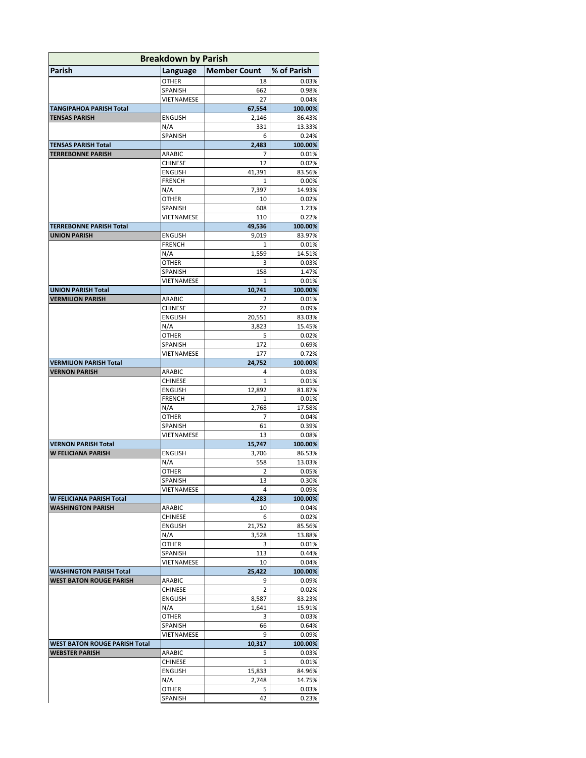| Breakdown by Parish | | | |
|---|---|---|---|
| **Parish** | **Language** | **Member Count** | **% of Parish** |
| | OTHER | 18 | 0.03% |
| | SPANISH | 662 | 0.98% |
| | VIETNAMESE | 27 | 0.04% |
| **TANGIPAHOA PARISH Total** | | **67,554** | **100.00%** |
| **TENSAS PARISH** | ENGLISH | 2,146 | 86.43% |
| | N/A | 331 | 13.33% |
| | SPANISH | 6 | 0.24% |
| **TENSAS PARISH Total** | | **2,483** | **100.00%** |
| **TERREBONNE PARISH** | ARABIC | 7 | 0.01% |
| | CHINESE | 12 | 0.02% |
| | ENGLISH | 41,391 | 83.56% |
| | FRENCH | 1 | 0.00% |
| | N/A | 7,397 | 14.93% |
| | OTHER | 10 | 0.02% |
| | SPANISH | 608 | 1.23% |
| | VIETNAMESE | 110 | 0.22% |
| **TERREBONNE PARISH Total** | | **49,536** | **100.00%** |
| **UNION PARISH** | ENGLISH | 9,019 | 83.97% |
| | FRENCH | 1 | 0.01% |
| | N/A | 1,559 | 14.51% |
| | OTHER | 3 | 0.03% |
| | SPANISH | 158 | 1.47% |
| | VIETNAMESE | 1 | 0.01% |
| **UNION PARISH Total** | | **10,741** | **100.00%** |
| **VERMILION PARISH** | ARABIC | 2 | 0.01% |
| | CHINESE | 22 | 0.09% |
| | ENGLISH | 20,551 | 83.03% |
| | N/A | 3,823 | 15.45% |
| | OTHER | 5 | 0.02% |
| | SPANISH | 172 | 0.69% |
| | VIETNAMESE | 177 | 0.72% |
| **VERMILION PARISH Total** | | **24,752** | **100.00%** |
| **VERNON PARISH** | ARABIC | 4 | 0.03% |
| | CHINESE | 1 | 0.01% |
| | ENGLISH | 12,892 | 81.87% |
| | FRENCH | 1 | 0.01% |
| | N/A | 2,768 | 17.58% |
| | OTHER | 7 | 0.04% |
| | SPANISH | 61 | 0.39% |
| | VIETNAMESE | 13 | 0.08% |
| **VERNON PARISH Total** | | **15,747** | **100.00%** |
| **W FELICIANA PARISH** | ENGLISH | 3,706 | 86.53% |
| | N/A | 558 | 13.03% |
| | OTHER | 2 | 0.05% |
| | SPANISH | 13 | 0.30% |
| | VIETNAMESE | 4 | 0.09% |
| **W FELICIANA PARISH Total** | | **4,283** | **100.00%** |
| **WASHINGTON PARISH** | ARABIC | 10 | 0.04% |
| | CHINESE | 6 | 0.02% |
| | ENGLISH | 21,752 | 85.56% |
| | N/A | 3,528 | 13.88% |
| | OTHER | 3 | 0.01% |
| | SPANISH | 113 | 0.44% |
| | VIETNAMESE | 10 | 0.04% |
| **WASHINGTON PARISH Total** | | **25,422** | **100.00%** |
| **WEST BATON ROUGE PARISH** | ARABIC | 9 | 0.09% |
| | CHINESE | 2 | 0.02% |
| | ENGLISH | 8,587 | 83.23% |
| | N/A | 1,641 | 15.91% |
| | OTHER | 3 | 0.03% |
| | SPANISH | 66 | 0.64% |
| | VIETNAMESE | 9 | 0.09% |
| **WEST BATON ROUGE PARISH Total** | | **10,317** | **100.00%** |
| **WEBSTER PARISH** | ARABIC | 5 | 0.03% |
| | CHINESE | 1 | 0.01% |
| | ENGLISH | 15,833 | 84.96% |
| | N/A | 2,748 | 14.75% |
| | OTHER | 5 | 0.03% |
| | SPANISH | 42 | 0.23% |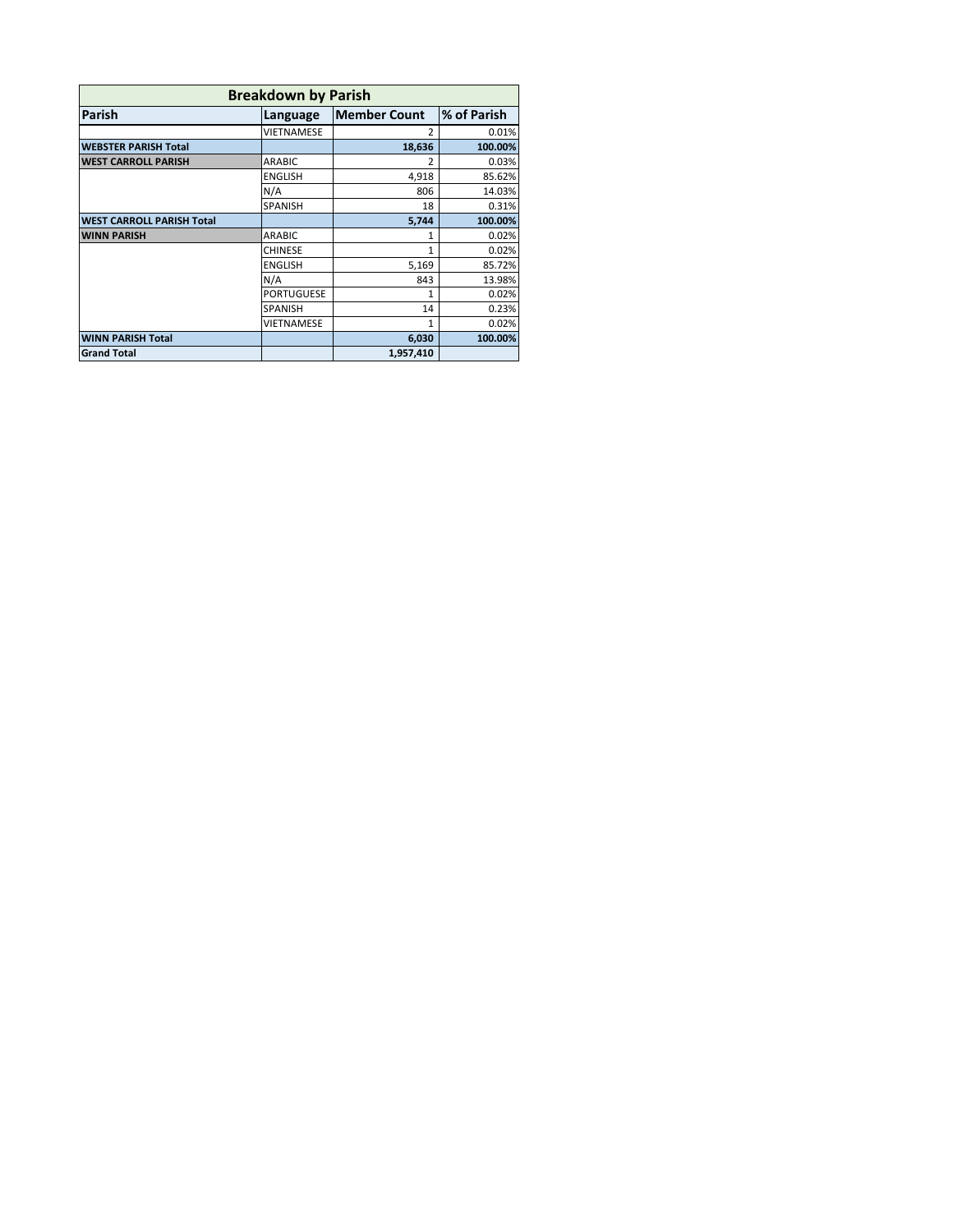| Breakdown by Parish | | | |
|---|---|---|---|
| **Parish** | **Language** | **Member Count** | **% of Parish** |
| | VIETNAMESE | 2 | 0.01% |
| **WEBSTER PARISH Total** | | **18,636** | **100.00%** |
| **WEST CARROLL PARISH** | ARABIC | 2 | 0.03% |
| | ENGLISH | 4,918 | 85.62% |
| | N/A | 806 | 14.03% |
| | SPANISH | 18 | 0.31% |
| **WEST CARROLL PARISH Total** | | **5,744** | **100.00%** |
| **WINN PARISH** | ARABIC | 1 | 0.02% |
| | CHINESE | 1 | 0.02% |
| | ENGLISH | 5,169 | 85.72% |
| | N/A | 843 | 13.98% |
| | PORTUGUESE | 1 | 0.02% |
| | SPANISH | 14 | 0.23% |
| | VIETNAMESE | 1 | 0.02% |
| **WINN PARISH Total** | | **6,030** | **100.00%** |
| **Grand Total** | | **1,957,410** | |